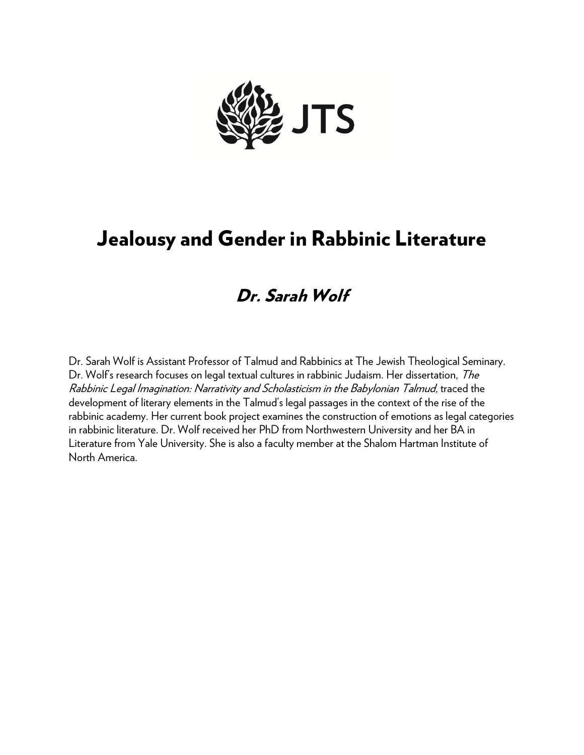JTS

# Jealousy and Gender in Rabbinic Literature

## *Dr. Sarah Wolf*

Dr. Sarah Wolf is Assistant Professor of Talmud and Rabbinics at The Jewish Theological Seminary. Dr. Wolf's research focuses on legal textual cultures in rabbinic Judaism. Her dissertation, *The Rabbinic Legal Imagination: Narrativity and Scholasticism in the Babylonian Talmud,* traced the development of literary elements in the Talmud's legal passages in the context of the rise of the rabbinic academy. Her current book project examines the construction of emotions as legal categories in rabbinic literature. Dr. Wolf received her PhD from Northwestern University and her BA in Literature from Yale University. She is also a faculty member at the Shalom Hartman Institute of North America.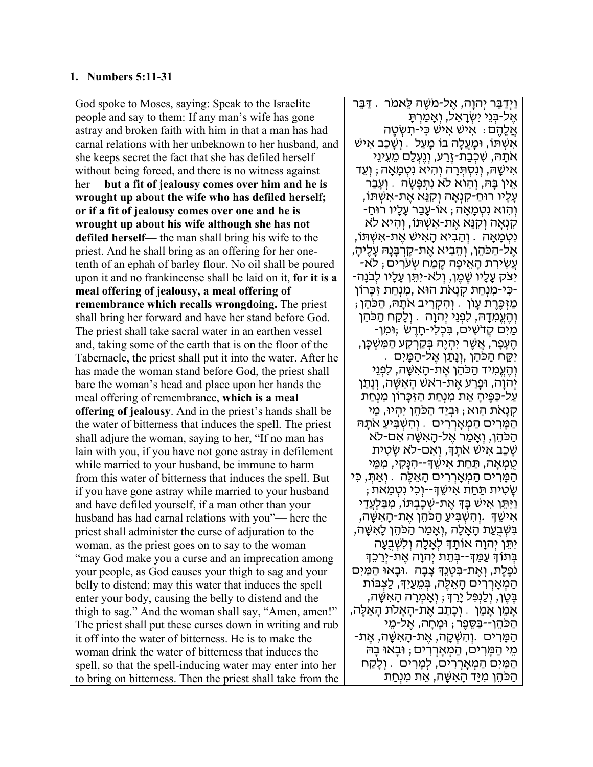## 1. Numbers 5:11-31

| | |
|---|---|
| God spoke to Moses, saying: Speak to the Israelite people and say to them: If any man's wife has gone astray and broken faith with him in that a man has had carnal relations with her unbeknown to her husband, and she keeps secret the fact that she has defiled herself without being forced, and there is no witness against her— **but a fit of jealousy comes over him and he is wrought up about the wife who has defiled herself; or if a fit of jealousy comes over one and he is wrought up about his wife although she has not defiled herself—** the man shall bring his wife to the priest. And he shall bring as an offering for her one-tenth of an ephah of barley flour. No oil shall be poured upon it and no frankincense shall be laid on it, **for it is a meal offering of jealousy, a meal offering of remembrance which recalls wrongdoing.** The priest shall bring her forward and have her stand before God. The priest shall take sacral water in an earthen vessel and, taking some of the earth that is on the floor of the Tabernacle, the priest shall put it into the water. After he has made the woman stand before God, the priest shall bare the woman's head and place upon her hands the meal offering of remembrance, **which is a meal offering of jealousy**. And in the priest's hands shall be the water of bitterness that induces the spell. The priest shall adjure the woman, saying to her, "If no man has lain with you, if you have not gone astray in defilement while married to your husband, be immune to harm from this water of bitterness that induces the spell. But if you have gone astray while married to your husband and have defiled yourself, if a man other than your husband has had carnal relations with you"— here the priest shall administer the curse of adjuration to the woman, as the priest goes on to say to the woman— "may God make you a curse and an imprecation among your people, as God causes your thigh to sag and your belly to distend; may this water that induces the spell enter your body, causing the belly to distend and the thigh to sag." And the woman shall say, "Amen, amen!" The priest shall put these curses down in writing and rub it off into the water of bitterness. He is to make the woman drink the water of bitterness that induces the spell, so that the spell-inducing water may enter into her to bring on bitterness. Then the priest shall take from the | וַיְדַבֵּר יְהוָה, אֶל-מֹשֶׁה לֵּאמֹר. דַּבֵּר אֶל-בְּנֵי יִשְׂרָאֵל, וְאָמַרְתָּ אֲלֵהֶם: אִישׁ אִישׁ כִּי-תִשְׂטֶה אִשְׁתּוֹ, וּמָעֲלָה בוֹ מָעַל. וְשָׁכַב אִישׁ אֹתָהּ, שִׁכְבַת-זֶרַע, וְנֶעְלַם מֵעֵינֵי אִישָׁהּ, וְנִסְתְּרָה וְהִיא נִטְמָאָה; וְעֵד אֵין בָּהּ, וְהִוא לֹא נִתְפָּשָׂה. וְעָבַר עָלָיו רוּחַ-קִנְאָה וְקִנֵּא אֶת-אִשְׁתּוֹ, וְהִוא נִטְמָאָה; אוֹ-עָבַר עָלָיו רוּחַ-קִנְאָה וְקִנֵּא אֶת-אִשְׁתּוֹ, וְהִיא לֹא נִטְמָאָה. וְהֵבִיא הָאִישׁ אֶת-אִשְׁתּוֹ, אֶל-הַכֹּהֵן, וְהֵבִיא אֶת-קָרְבָּנָהּ עָלֶיהָ, עֲשִׂירִת הָאֵיפָה קֶמַח שְׂעֹרִים; לֹא-יִצֹק עָלָיו שֶׁמֶן, וְלֹא-יִתֵּן עָלָיו לְבֹנָה--כִּי-מִנְחַת קְנָאֹת הוּא, מִנְחַת זִכָּרוֹן מַזְכֶּרֶת עָוֹן. וְהִקְרִיב אֹתָהּ, הַכֹּהֵן; וְהֶעֱמִדָהּ, לִפְנֵי יְהוָה. וְלָקַח הַכֹּהֵן מַיִם קְדֹשִׁים, בִּכְלִי-חָרֶשׂ; וּמִן-הֶעָפָר, אֲשֶׁר יִהְיֶה בְּקַרְקַע הַמִּשְׁכָּן, יִקַּח הַכֹּהֵן, וְנָתַן אֶל-הַמָּיִם. וְהֶעֱמִיד הַכֹּהֵן אֶת-הָאִשָּׁה, לִפְנֵי יְהוָה, וּפָרַע אֶת-רֹאשׁ הָאִשָּׁה, וְנָתַן עַל-כַּפֶּיהָ אֵת מִנְחַת הַזִּכָּרוֹן מִנְחַת קְנָאֹת הִוא; וּבְיַד הַכֹּהֵן יִהְיוּ, מֵי הַמָּרִים הַמְאָרְרִים. וְהִשְׁבִּיעַ אֹתָהּ הַכֹּהֵן, וְאָמַר אֶל-הָאִשָּׁה אִם-לֹא שָׁכַב אִישׁ אֹתָךְ, וְאִם-לֹא שָׂטִית טֻמְאָה, תַּחַת אִישֵׁךְ--הִנָּקִי, מִמֵּי הַמָּרִים הַמְאָרְרִים הָאֵלֶּה. וְאַתְּ, כִּי שָׂטִית תַּחַת אִישֵׁךְ--וְכִי נִטְמֵאת; וַיִּתֵּן אִישׁ בָּךְ אֶת-שְׁכָבְתּוֹ, מִבַּלְעֲדֵי אִישֵׁךְ. וְהִשְׁבִּיעַ הַכֹּהֵן אֶת-הָאִשָּׁה, בִּשְׁבֻעַת הָאָלָה, וְאָמַר הַכֹּהֵן לָאִשָּׁה, יִתֵּן יְהוָה אוֹתָךְ לְאָלָה וְלִשְׁבֻעָה בְּתוֹךְ עַמֵּךְ--בְּתֵת יְהוָה אֶת-יְרֵכֵךְ נֹפֶלֶת, וְאֶת-בִּטְנֵךְ צָבָה. וּבָאוּ הַמַּיִם הַמְאָרְרִים הָאֵלֶּה, בְּמֵעַיִךְ, לַצְבּוֹת בֶּטֶן, וְלַנְפִּל יָרֵךְ; וְאָמְרָה הָאִשָּׁה, אָמֵן אָמֵן. וְכָתַב אֶת-הָאָלֹת הָאֵלֶּה, הַכֹּהֵן--בַּסֵּפֶר; וּמָחָה, אֶל-מֵי הַמָּרִים. וְהִשְׁקָה, אֶת-הָאִשָּׁה, אֶת-מֵי הַמָּרִים, הַמְאָרְרִים; וּבָאוּ בָהּ הַמַּיִם הַמְאָרְרִים, לְמָרִים. וְלָקַח הַכֹּהֵן מִיַּד הָאִשָּׁה, אֵת מִנְחַת |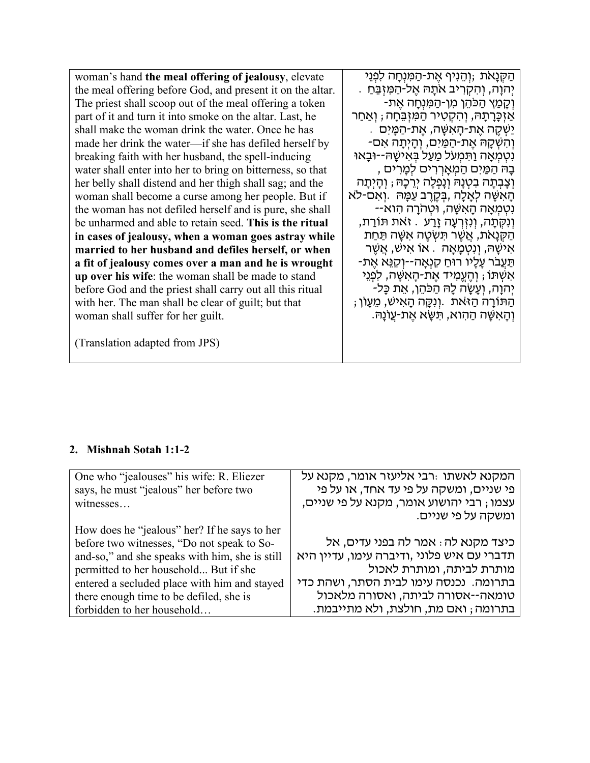| | |
|---|---|
| woman's hand **the meal offering of jealousy**, elevate the meal offering before God, and present it on the altar. The priest shall scoop out of the meal offering a token part of it and turn it into smoke on the altar. Last, he shall make the woman drink the water. Once he has made her drink the water—if she has defiled herself by breaking faith with her husband, the spell-inducing water shall enter into her to bring on bitterness, so that her belly shall distend and her thigh shall sag; and the woman shall become a curse among her people. But if the woman has not defiled herself and is pure, she shall be unharmed and able to retain seed. **This is the ritual in cases of jealousy, when a woman goes astray while married to her husband and defiles herself, or when a fit of jealousy comes over a man and he is wrought up over his wife**: the woman shall be made to stand before God and the priest shall carry out all this ritual with her. The man shall be clear of guilt; but that woman shall suffer for her guilt.<br><br>(Translation adapted from JPS) | הַקְּנָאֹת ;וְהֵנִיף אֶת-הַמִּנְחָה לִפְנֵי יְהוָה, וְהִקְרִיב אֹתָהּ אֶל-הַמִּזְבֵּחַ . וְקָמַץ הַכֹּהֵן מִן-הַמִּנְחָה אֶת-אַזְכָּרָתָהּ, וְהִקְטִיר הַמִּזְבֵּחָה ; וְאַחַר יַשְׁקֶה אֶת-הָאִשָּׁה, אֶת-הַמָּיִם . וְהִשְׁקָהּ אֶת-הַמַּיִם, וְהָיְתָה אִם-נִטְמְאָה וַתִּמְעֹל מַעַל בְּאִישָׁהּ--וּבָאוּ בָהּ הַמַּיִם הַמְאָרְרִים לְמָרִים , וְצָבְתָה בִטְנָהּ וְנָפְלָה יְרֵכָהּ ; וְהָיְתָה הָאִשָּׁה לְאָלָה ,בְּקֶרֶב עַמָּהּ .וְאִם-לֹא נִטְמְאָה הָאִשָּׁה, וּטְהֹרָה הִוא-- וְנִקְּתָה, וְנִזְרְעָה זָרַע . זֹאת תּוֹרַת, הַקְּנָאֹת, אֲשֶׁר תִּשְׂטֶה אִשָּׁה תַּחַת אִישָׁהּ, וְנִטְמָאָה . אוֹ אִישׁ, אֲשֶׁר תַּעֲבֹר עָלָיו רוּחַ קִנְאָה--וְקִנֵּא אֶת-אִשְׁתּוֹ ; וְהֶעֱמִיד אֶת-הָאִשָּׁה, לִפְנֵי יְהוָה, וְעָשָׂה לָהּ הַכֹּהֵן, אֵת כָּל-הַתּוֹרָה הַזֹּאת .וְנִקָּה הָאִישׁ, מֵעָוֹן ; וְהָאִשָּׁה הַהִוא, תִּשָּׂא אֶת-עֲוֺנָהּ. |

## 2. Mishnah Sotah 1:1-2

| | |
|---|---|
| One who "jealouses" his wife: R. Eliezer says, he must "jealous" her before two witnesses…<br><br>How does he "jealous" her? If he says to her before two witnesses, "Do not speak to So-and-so," and she speaks with him, she is still permitted to her household... But if she entered a secluded place with him and stayed there enough time to be defiled, she is forbidden to her household… | המקנא לאשתו :רבי אליעזר אומר, מקנא על פי שניים, ומשקה על פי עד אחד, או על פי עצמו ; רבי יהושוע אומר, מקנא על פי שניים, ומשקה על פי שניים.<br><br>כיצד מקנא לה : אמר לה בפני עדים, אל תדברי עם איש פלוני ,ודיברה עימו, עדיין היא מותרת לביתה, ומותרת לאכול בתרומה. נכנסה עימו לבית הסתר, ושהת כדי טומאה--אסורה לביתה, ואסורה מלאכול בתרומה ; ואם מת, חולצת, ולא מתייבמת. |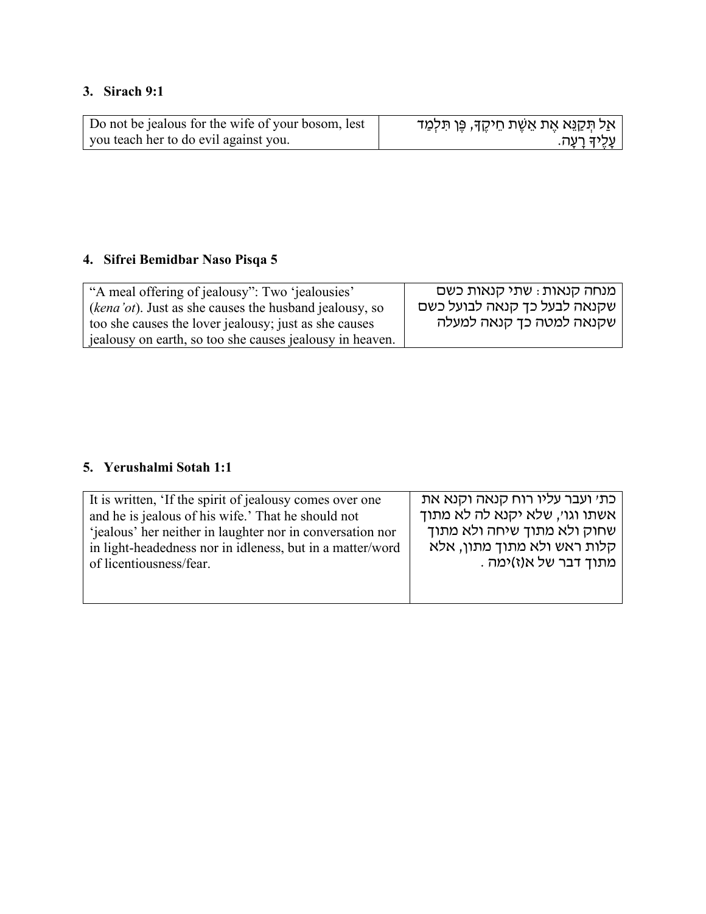### 3. Sirach 9:1

| Do not be jealous for the wife of your bosom, lest you teach her to do evil against you. | אַל תְּקַנֵּא אֶת אֵשֶׁת חֵיקֶךָ, פֶּן תְּלַמֵּד עָלֶיךָ רָעָה. |
|---|---|

### 4. Sifrei Bemidbar Naso Pisqa 5

| “A meal offering of jealousy”: Two ‘jealousies’ (*kena’ot*). Just as she causes the husband jealousy, so too she causes the lover jealousy; just as she causes jealousy on earth, so too she causes jealousy in heaven. | מנחה קנאות : שתי קנאות כשם שקנאה לבעל כך קנאה לבועל כשם שקנאה למטה כך קנאה למעלה |
|---|---|

### 5. Yerushalmi Sotah 1:1

| It is written, ‘If the spirit of jealousy comes over one and he is jealous of his wife.’ That he should not ‘jealous’ her neither in laughter nor in conversation nor in light-headedness nor in idleness, but in a matter/word of licentiousness/fear. | כת׳ ועבר עליו רוח קנאה וקנא את אשתו וגו׳, שלא יקנא לה לא מתוך שחוק ולא מתוך שיחה ולא מתוך קלות ראש ולא מתוך מתון, אלא מתוך דבר של א(ז)ימה . |
|---|---|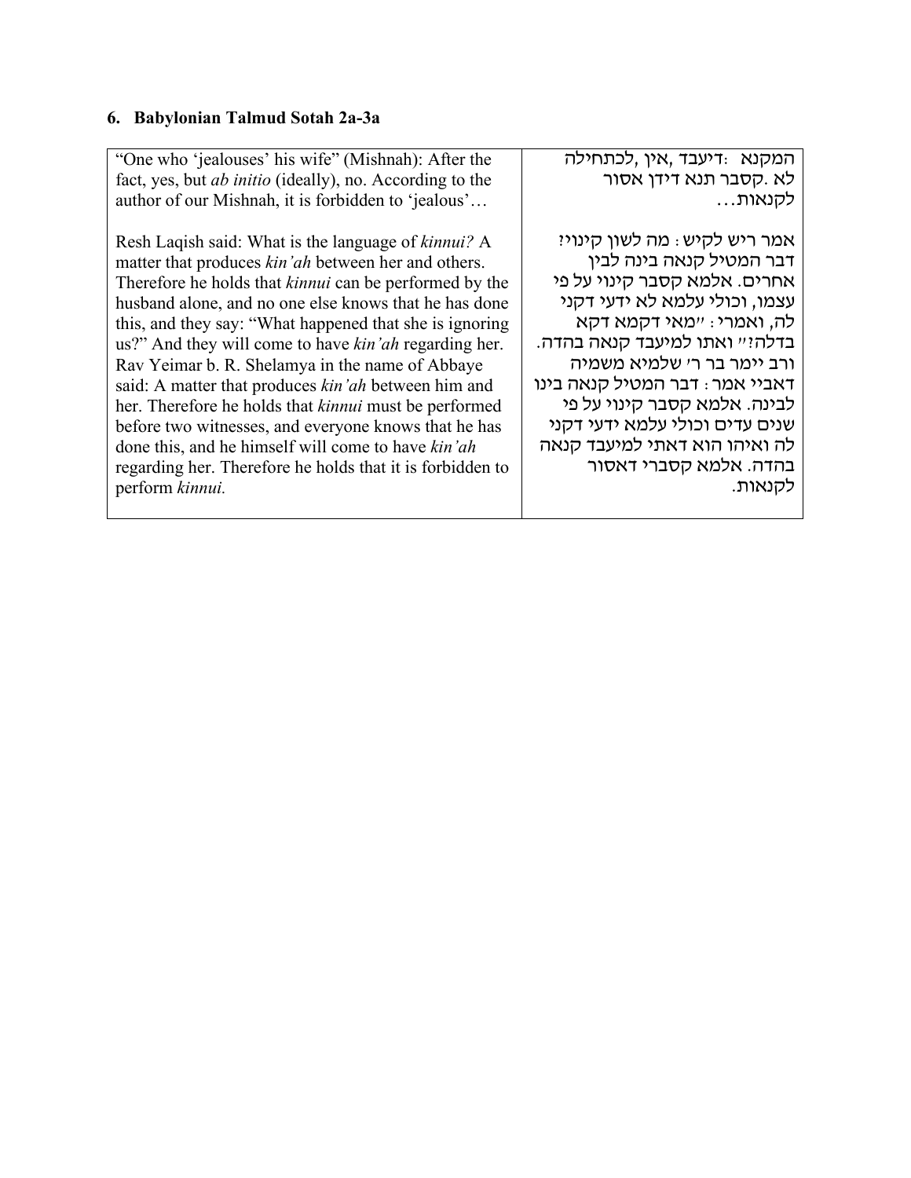### 6. Babylonian Talmud Sotah 2a-3a

| | |
|---|---|
| "One who 'jealouses' his wife" (Mishnah): After the fact, yes, but *ab initio* (ideally), no. According to the author of our Mishnah, it is forbidden to 'jealous'…<br><br>Resh Laqish said: What is the language of *kinnui?* A matter that produces *kin'ah* between her and others. Therefore he holds that *kinnui* can be performed by the husband alone, and no one else knows that he has done this, and they say: "What happened that she is ignoring us?" And they will come to have *kin'ah* regarding her. Rav Yeimar b. R. Shelamya in the name of Abbaye said: A matter that produces *kin'ah* between him and her. Therefore he holds that *kinnui* must be performed before two witnesses, and everyone knows that he has done this, and he himself will come to have *kin'ah* regarding her. Therefore he holds that it is forbidden to perform *kinnui.* | המקנא :דיעבד ,אין ,לכתחילה לא .קסבר תנא דידן אסור לקנאות…<br><br>אמר ריש לקיש: מה לשון קינוי? דבר המטיל קנאה בינה לבין אחרים. אלמא קסבר קינוי על פי עצמו, וכולי עלמא לא ידעי דקני לה, ואמרי: "מאי דקמא דקא בדלה?" ואתו למיעבד קנאה בהדה. ורב יימר בר ר' שלמיא משמיה דאביי אמר: דבר המטיל קנאה בינו לבינה. אלמא קסבר קינוי על פי שנים עדים וכולי עלמא ידעי דקני לה ואיהו הוא דאתי למיעבד קנאה בהדה. אלמא קסברי דאסור לקנאות. |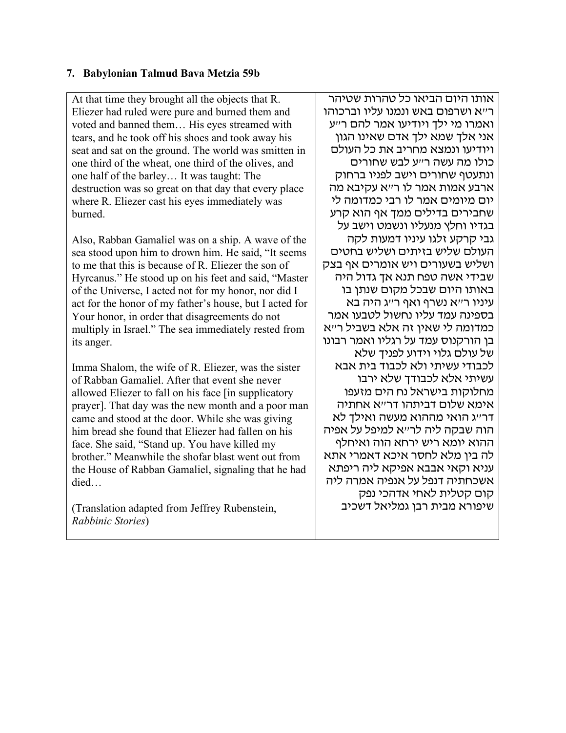### 7. Babylonian Talmud Bava Metzia 59b

| | |
|---|---|
| At that time they brought all the objects that R. Eliezer had ruled were pure and burned them and voted and banned them… His eyes streamed with tears, and he took off his shoes and took away his seat and sat on the ground. The world was smitten in one third of the wheat, one third of the olives, and one half of the barley… It was taught: The destruction was so great on that day that every place where R. Eliezer cast his eyes immediately was burned.<br><br>Also, Rabban Gamaliel was on a ship. A wave of the sea stood upon him to drown him. He said, "It seems to me that this is because of R. Eliezer the son of Hyrcanus." He stood up on his feet and said, "Master of the Universe, I acted not for my honor, nor did I act for the honor of my father's house, but I acted for Your honor, in order that disagreements do not multiply in Israel." The sea immediately rested from its anger.<br><br>Imma Shalom, the wife of R. Eliezer, was the sister of Rabban Gamaliel. After that event she never allowed Eliezer to fall on his face [in supplicatory prayer]. That day was the new month and a poor man came and stood at the door. While she was giving him bread she found that Eliezer had fallen on his face. She said, "Stand up. You have killed my brother." Meanwhile the shofar blast went out from the House of Rabban Gamaliel, signaling that he had died…<br><br>(Translation adapted from Jeffrey Rubenstein, *Rabbinic Stories*) | אותו היום הביאו כל טהרות שטיהר ר״א ושרפום באש ונמנו עליו וברכוהו ואמרו מי ילך ויודיעו אמר להם ר״ע אני אלך שמא ילך אדם שאינו הגון ויודיעו ונמצא מחריב את כל העולם כולו מה עשה ר״ע לבש שחורים ונתעטף שחורים וישב לפניו ברחוק ארבע אמות אמר לו ר״א עקיבא מה יום מיומים אמר לו רבי כמדומה לי שחבירים בדילים ממך אף הוא קרע בגדיו וחלץ מנעליו ונשמט וישב על גבי קרקע זלגו עיניו דמעות לקה העולם שליש בזיתים ושליש בחטים ושליש בשעורים ויש אומרים אף בצק שבידי אשה טפח תנא אך גדול היה באותו היום שבכל מקום שנתן בו עיניו ר״א נשרף ואף ר״ג היה בא בספינה עמד עליו נחשול לטבעו אמר כמדומה לי שאין זה אלא בשביל ר״א בן הורקנוס עמד על רגליו ואמר רבונו של עולם גלוי וידוע לפניך שלא לכבודי עשיתי ולא לכבוד בית אבא עשיתי אלא לכבודך שלא ירבו מחלוקות בישראל נח הים מזעפו אימא שלום דביתהו דר״א אחתיה דר״ג הואי מההוא מעשה ואילך לא הוה שבקה ליה לר״א למיפל על אפיה ההוא יומא ריש ירחא הוה ואיחלף לה בין מלא לחסר איכא דאמרי אתא עניא וקאי אבבא אפיקא ליה ריפתא אשכחתיה דנפל על אנפיה אמרה ליה קום קטלית לאחי אדהכי נפק שיפורא מבית רבן גמליאל דשכיב |